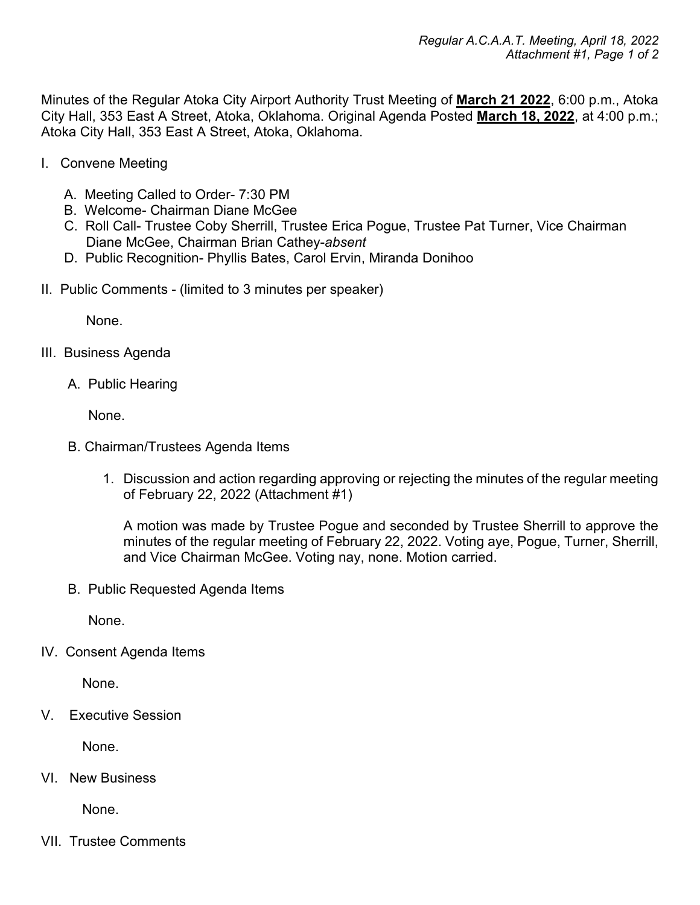Minutes of the Regular Atoka City Airport Authority Trust Meeting of **March 21 2022**, 6:00 p.m., Atoka City Hall, 353 East A Street, Atoka, Oklahoma. Original Agenda Posted **March 18, 2022**, at 4:00 p.m.; Atoka City Hall, 353 East A Street, Atoka, Oklahoma.

I. Convene Meeting

   A. Meeting Called to Order- 7:30 PM
   B. Welcome- Chairman Diane McGee
   C. Roll Call- Trustee Coby Sherrill, Trustee Erica Pogue, Trustee Pat Turner, Vice Chairman Diane McGee, Chairman Brian Cathey-*absent*
   D. Public Recognition- Phyllis Bates, Carol Ervin, Miranda Donihoo

II. Public Comments - (limited to 3 minutes per speaker)

   None.

III. Business Agenda

   A. Public Hearing

   None.

   B. Chairman/Trustees Agenda Items

   1. Discussion and action regarding approving or rejecting the minutes of the regular meeting of February 22, 2022 (Attachment #1)

      A motion was made by Trustee Pogue and seconded by Trustee Sherrill to approve the minutes of the regular meeting of February 22, 2022. Voting aye, Pogue, Turner, Sherrill, and Vice Chairman McGee. Voting nay, none. Motion carried.

   B. Public Requested Agenda Items

   None.

IV. Consent Agenda Items

   None.

V. Executive Session

   None.

VI. New Business

   None.

VII. Trustee Comments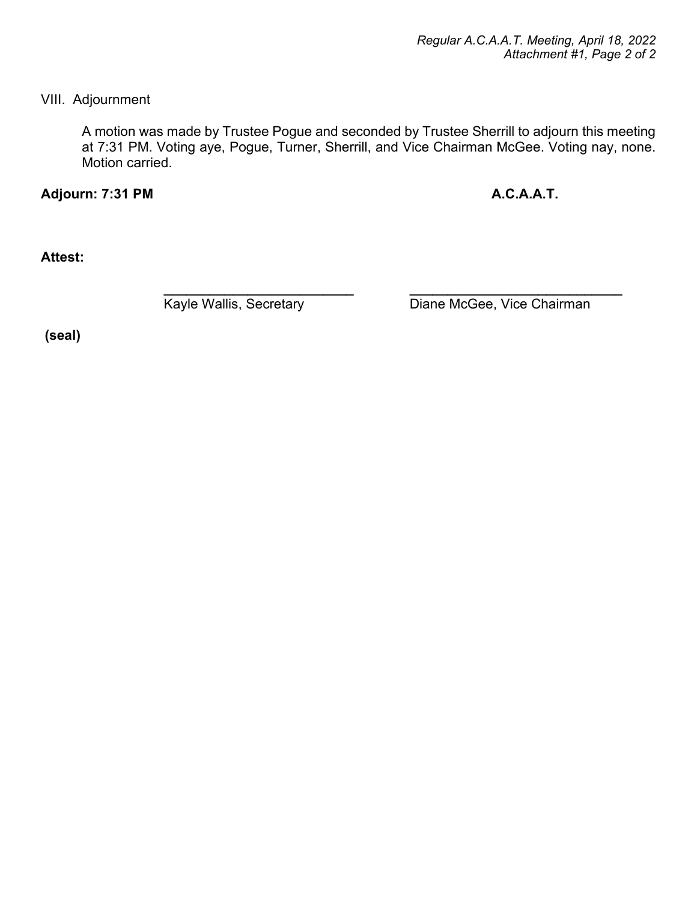VIII. Adjournment

A motion was made by Trustee Pogue and seconded by Trustee Sherrill to adjourn this meeting at 7:31 PM. Voting aye, Pogue, Turner, Sherrill, and Vice Chairman McGee. Voting nay, none. Motion carried.

**Adjourn: 7:31 PM** **A.C.A.A.T.**

**Attest:**

\_\_\_\_\_\_\_\_\_\_\_\_\_\_\_\_\_\_\_\_\_\_\_\_\_\_ \_\_\_\_\_\_\_\_\_\_\_\_\_\_\_\_\_\_\_\_\_\_\_\_\_\_\_\_\_\_

Kayle Wallis, Secretary Diane McGee, Vice Chairman

**(seal)**